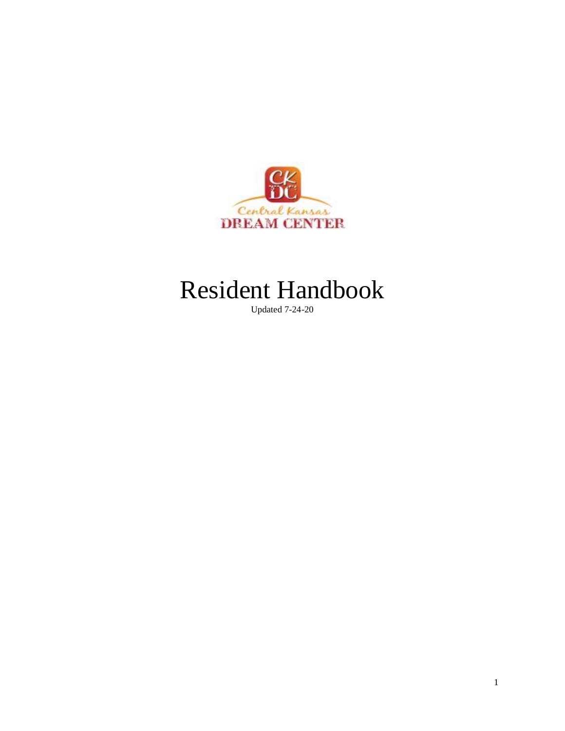# Resident Handbook

Updated 7-24-20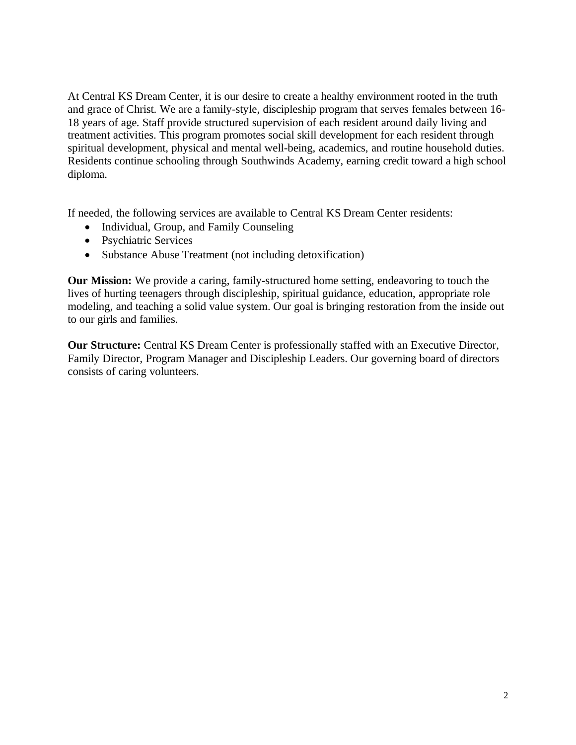At Central KS Dream Center, it is our desire to create a healthy environment rooted in the truth and grace of Christ. We are a family-style, discipleship program that serves females between 16-18 years of age. Staff provide structured supervision of each resident around daily living and treatment activities. This program promotes social skill development for each resident through spiritual development, physical and mental well-being, academics, and routine household duties. Residents continue schooling through Southwinds Academy, earning credit toward a high school diploma.

If needed, the following services are available to Central KS Dream Center residents:

- Individual, Group, and Family Counseling
- Psychiatric Services
- Substance Abuse Treatment (not including detoxification)

**Our Mission:** We provide a caring, family-structured home setting, endeavoring to touch the lives of hurting teenagers through discipleship, spiritual guidance, education, appropriate role modeling, and teaching a solid value system. Our goal is bringing restoration from the inside out to our girls and families.

**Our Structure:** Central KS Dream Center is professionally staffed with an Executive Director, Family Director, Program Manager and Discipleship Leaders. Our governing board of directors consists of caring volunteers.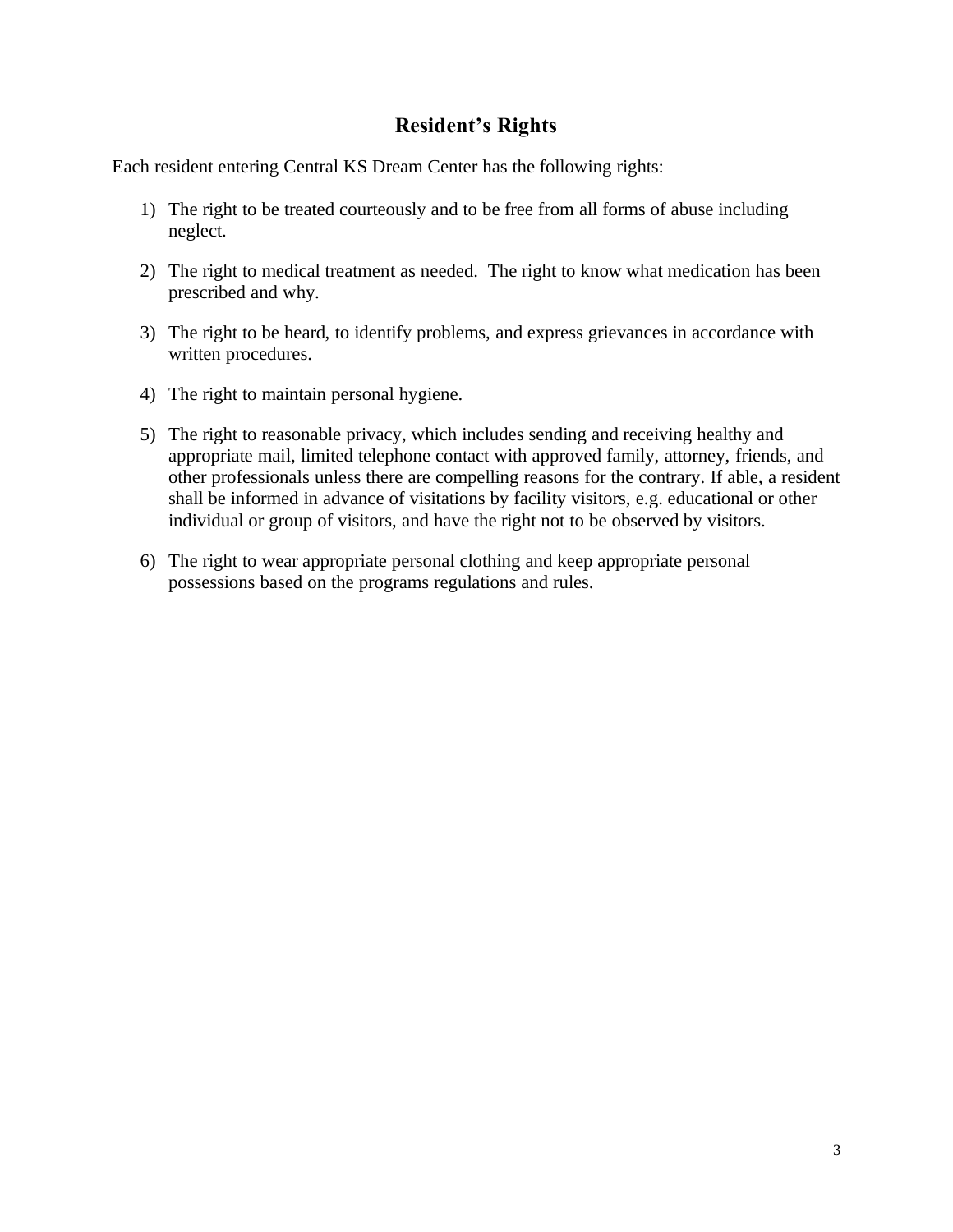## Resident's Rights

Each resident entering Central KS Dream Center has the following rights:

1) The right to be treated courteously and to be free from all forms of abuse including neglect.

2) The right to medical treatment as needed. The right to know what medication has been prescribed and why.

3) The right to be heard, to identify problems, and express grievances in accordance with written procedures.

4) The right to maintain personal hygiene.

5) The right to reasonable privacy, which includes sending and receiving healthy and appropriate mail, limited telephone contact with approved family, attorney, friends, and other professionals unless there are compelling reasons for the contrary. If able, a resident shall be informed in advance of visitations by facility visitors, e.g. educational or other individual or group of visitors, and have the right not to be observed by visitors.

6) The right to wear appropriate personal clothing and keep appropriate personal possessions based on the programs regulations and rules.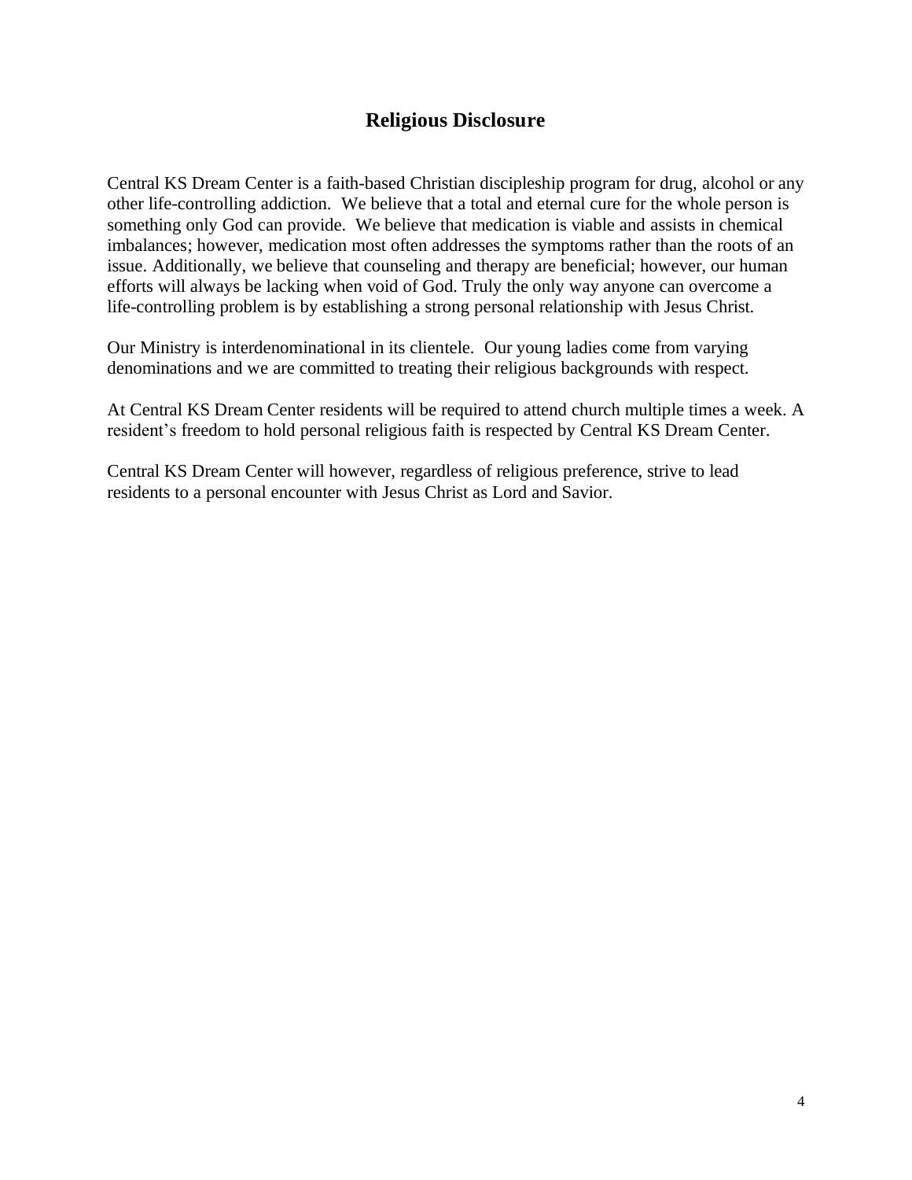## Religious Disclosure

Central KS Dream Center is a faith-based Christian discipleship program for drug, alcohol or any other life-controlling addiction. We believe that a total and eternal cure for the whole person is something only God can provide. We believe that medication is viable and assists in chemical imbalances; however, medication most often addresses the symptoms rather than the roots of an issue. Additionally, we believe that counseling and therapy are beneficial; however, our human efforts will always be lacking when void of God. Truly the only way anyone can overcome a life-controlling problem is by establishing a strong personal relationship with Jesus Christ.

Our Ministry is interdenominational in its clientele. Our young ladies come from varying denominations and we are committed to treating their religious backgrounds with respect.

At Central KS Dream Center residents will be required to attend church multiple times a week. A resident's freedom to hold personal religious faith is respected by Central KS Dream Center.

Central KS Dream Center will however, regardless of religious preference, strive to lead residents to a personal encounter with Jesus Christ as Lord and Savior.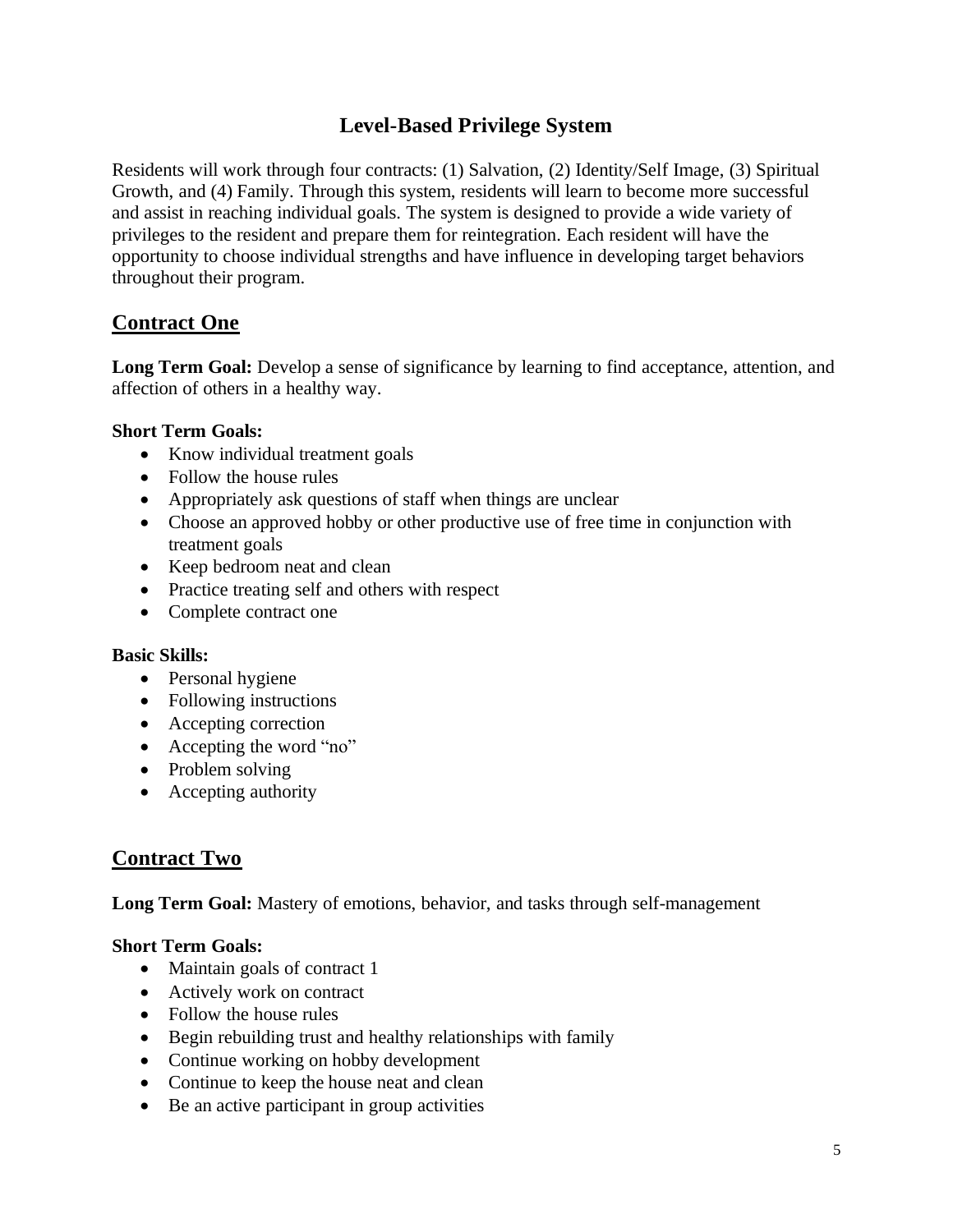# Level-Based Privilege System

Residents will work through four contracts: (1) Salvation, (2) Identity/Self Image, (3) Spiritual Growth, and (4) Family. Through this system, residents will learn to become more successful and assist in reaching individual goals. The system is designed to provide a wide variety of privileges to the resident and prepare them for reintegration. Each resident will have the opportunity to choose individual strengths and have influence in developing target behaviors throughout their program.

## Contract One

**Long Term Goal:** Develop a sense of significance by learning to find acceptance, attention, and affection of others in a healthy way.

**Short Term Goals:**

- Know individual treatment goals
- Follow the house rules
- Appropriately ask questions of staff when things are unclear
- Choose an approved hobby or other productive use of free time in conjunction with treatment goals
- Keep bedroom neat and clean
- Practice treating self and others with respect
- Complete contract one

**Basic Skills:**

- Personal hygiene
- Following instructions
- Accepting correction
- Accepting the word "no"
- Problem solving
- Accepting authority

## Contract Two

**Long Term Goal:** Mastery of emotions, behavior, and tasks through self-management

**Short Term Goals:**

- Maintain goals of contract 1
- Actively work on contract
- Follow the house rules
- Begin rebuilding trust and healthy relationships with family
- Continue working on hobby development
- Continue to keep the house neat and clean
- Be an active participant in group activities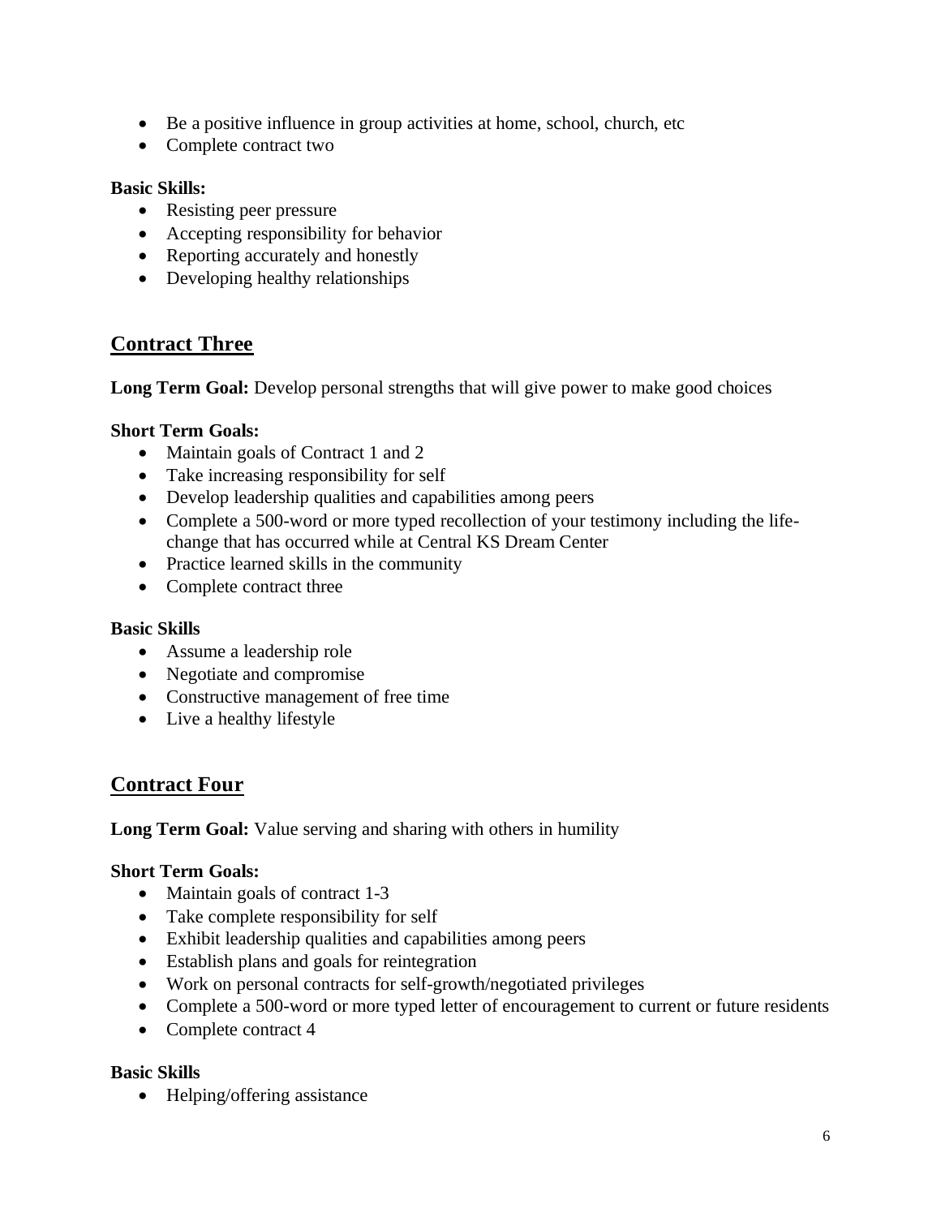- Be a positive influence in group activities at home, school, church, etc
- Complete contract two

**Basic Skills:**

- Resisting peer pressure
- Accepting responsibility for behavior
- Reporting accurately and honestly
- Developing healthy relationships

## Contract Three

**Long Term Goal:** Develop personal strengths that will give power to make good choices

**Short Term Goals:**

- Maintain goals of Contract 1 and 2
- Take increasing responsibility for self
- Develop leadership qualities and capabilities among peers
- Complete a 500-word or more typed recollection of your testimony including the life-change that has occurred while at Central KS Dream Center
- Practice learned skills in the community
- Complete contract three

**Basic Skills**

- Assume a leadership role
- Negotiate and compromise
- Constructive management of free time
- Live a healthy lifestyle

## Contract Four

**Long Term Goal:** Value serving and sharing with others in humility

**Short Term Goals:**

- Maintain goals of contract 1-3
- Take complete responsibility for self
- Exhibit leadership qualities and capabilities among peers
- Establish plans and goals for reintegration
- Work on personal contracts for self-growth/negotiated privileges
- Complete a 500-word or more typed letter of encouragement to current or future residents
- Complete contract 4

**Basic Skills**

- Helping/offering assistance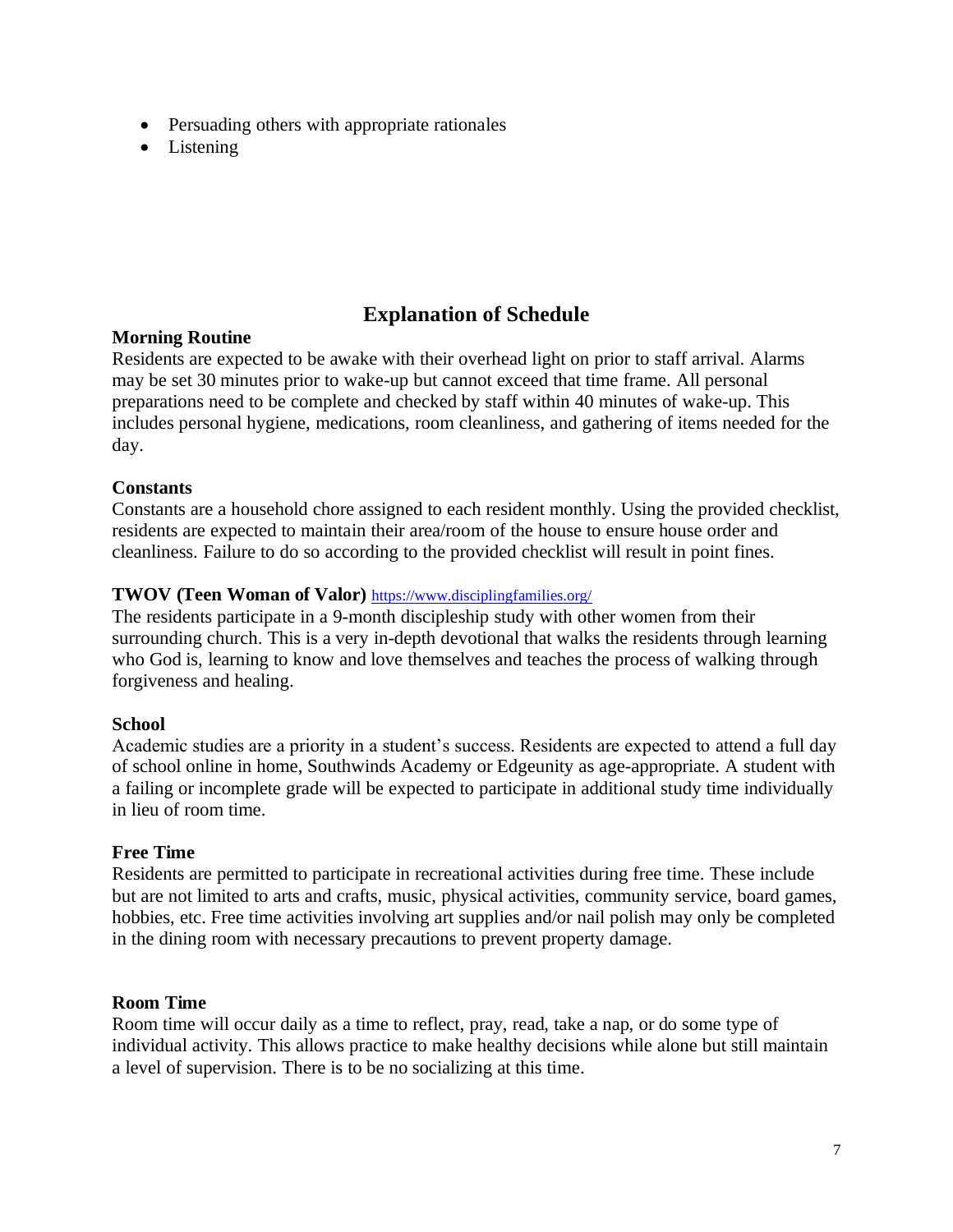- Persuading others with appropriate rationales
- Listening

## Explanation of Schedule

**Morning Routine**
Residents are expected to be awake with their overhead light on prior to staff arrival. Alarms may be set 30 minutes prior to wake-up but cannot exceed that time frame. All personal preparations need to be complete and checked by staff within 40 minutes of wake-up. This includes personal hygiene, medications, room cleanliness, and gathering of items needed for the day.

**Constants**
Constants are a household chore assigned to each resident monthly. Using the provided checklist, residents are expected to maintain their area/room of the house to ensure house order and cleanliness. Failure to do so according to the provided checklist will result in point fines.

**TWOV (Teen Woman of Valor)** https://www.disciplingfamilies.org/
The residents participate in a 9-month discipleship study with other women from their surrounding church. This is a very in-depth devotional that walks the residents through learning who God is, learning to know and love themselves and teaches the process of walking through forgiveness and healing.

**School**
Academic studies are a priority in a student's success. Residents are expected to attend a full day of school online in home, Southwinds Academy or Edgeunity as age-appropriate. A student with a failing or incomplete grade will be expected to participate in additional study time individually in lieu of room time.

**Free Time**
Residents are permitted to participate in recreational activities during free time. These include but are not limited to arts and crafts, music, physical activities, community service, board games, hobbies, etc. Free time activities involving art supplies and/or nail polish may only be completed in the dining room with necessary precautions to prevent property damage.

**Room Time**
Room time will occur daily as a time to reflect, pray, read, take a nap, or do some type of individual activity. This allows practice to make healthy decisions while alone but still maintain a level of supervision. There is to be no socializing at this time.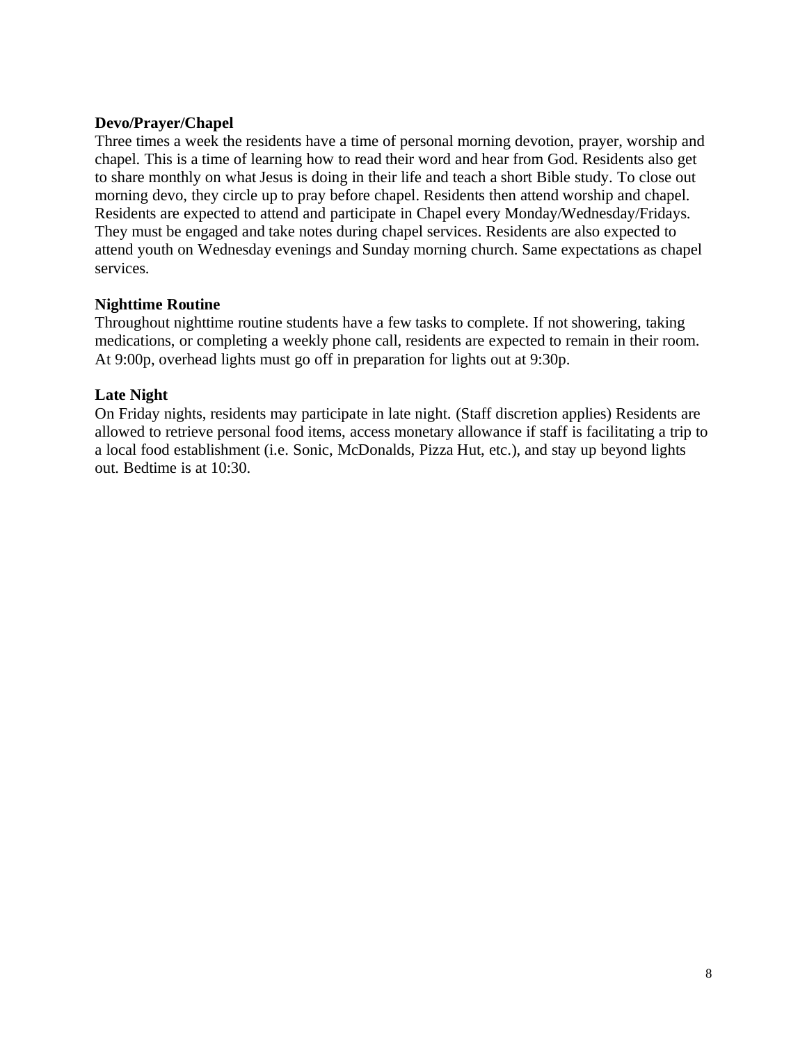**Devo/Prayer/Chapel**

Three times a week the residents have a time of personal morning devotion, prayer, worship and chapel. This is a time of learning how to read their word and hear from God. Residents also get to share monthly on what Jesus is doing in their life and teach a short Bible study. To close out morning devo, they circle up to pray before chapel. Residents then attend worship and chapel. Residents are expected to attend and participate in Chapel every Monday/Wednesday/Fridays. They must be engaged and take notes during chapel services. Residents are also expected to attend youth on Wednesday evenings and Sunday morning church. Same expectations as chapel services.

**Nighttime Routine**

Throughout nighttime routine students have a few tasks to complete. If not showering, taking medications, or completing a weekly phone call, residents are expected to remain in their room. At 9:00p, overhead lights must go off in preparation for lights out at 9:30p.

**Late Night**

On Friday nights, residents may participate in late night. (Staff discretion applies) Residents are allowed to retrieve personal food items, access monetary allowance if staff is facilitating a trip to a local food establishment (i.e. Sonic, McDonalds, Pizza Hut, etc.), and stay up beyond lights out. Bedtime is at 10:30.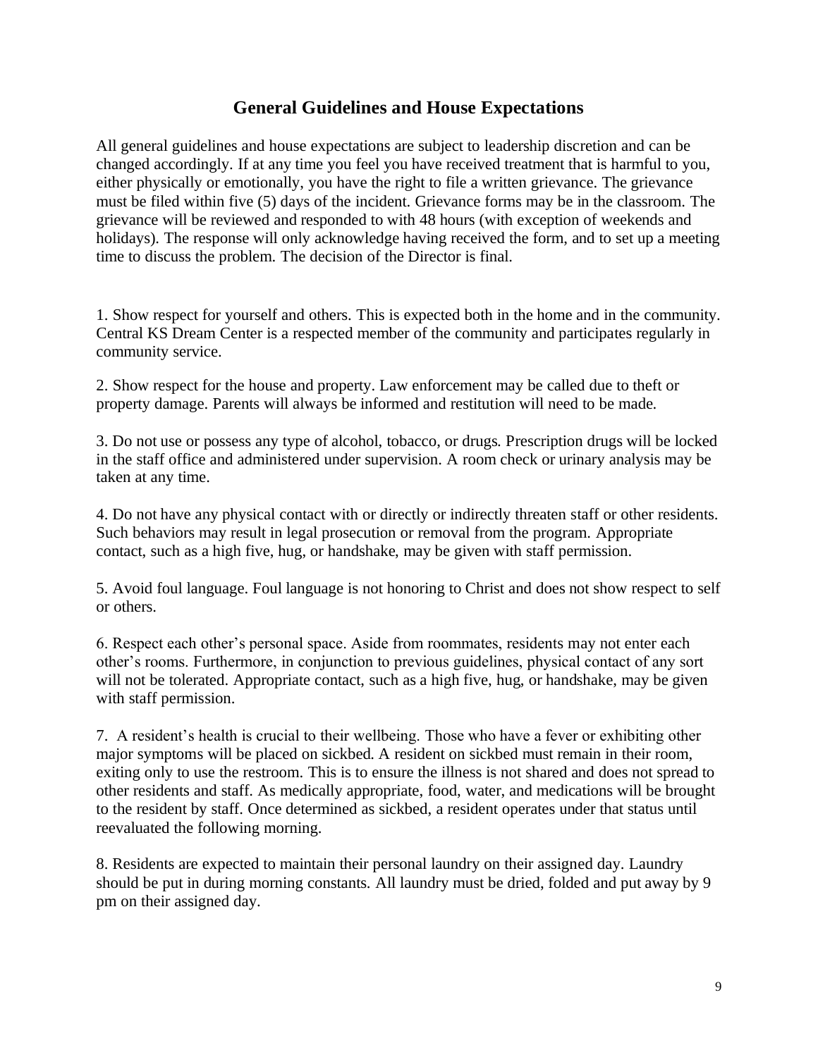## General Guidelines and House Expectations

All general guidelines and house expectations are subject to leadership discretion and can be changed accordingly. If at any time you feel you have received treatment that is harmful to you, either physically or emotionally, you have the right to file a written grievance. The grievance must be filed within five (5) days of the incident. Grievance forms may be in the classroom. The grievance will be reviewed and responded to with 48 hours (with exception of weekends and holidays). The response will only acknowledge having received the form, and to set up a meeting time to discuss the problem. The decision of the Director is final.

1. Show respect for yourself and others. This is expected both in the home and in the community. Central KS Dream Center is a respected member of the community and participates regularly in community service.

2. Show respect for the house and property. Law enforcement may be called due to theft or property damage. Parents will always be informed and restitution will need to be made.

3. Do not use or possess any type of alcohol, tobacco, or drugs. Prescription drugs will be locked in the staff office and administered under supervision. A room check or urinary analysis may be taken at any time.

4. Do not have any physical contact with or directly or indirectly threaten staff or other residents. Such behaviors may result in legal prosecution or removal from the program. Appropriate contact, such as a high five, hug, or handshake, may be given with staff permission.

5. Avoid foul language. Foul language is not honoring to Christ and does not show respect to self or others.

6. Respect each other's personal space. Aside from roommates, residents may not enter each other's rooms. Furthermore, in conjunction to previous guidelines, physical contact of any sort will not be tolerated. Appropriate contact, such as a high five, hug, or handshake, may be given with staff permission.

7. A resident's health is crucial to their wellbeing. Those who have a fever or exhibiting other major symptoms will be placed on sickbed. A resident on sickbed must remain in their room, exiting only to use the restroom. This is to ensure the illness is not shared and does not spread to other residents and staff. As medically appropriate, food, water, and medications will be brought to the resident by staff. Once determined as sickbed, a resident operates under that status until reevaluated the following morning.

8. Residents are expected to maintain their personal laundry on their assigned day. Laundry should be put in during morning constants. All laundry must be dried, folded and put away by 9 pm on their assigned day.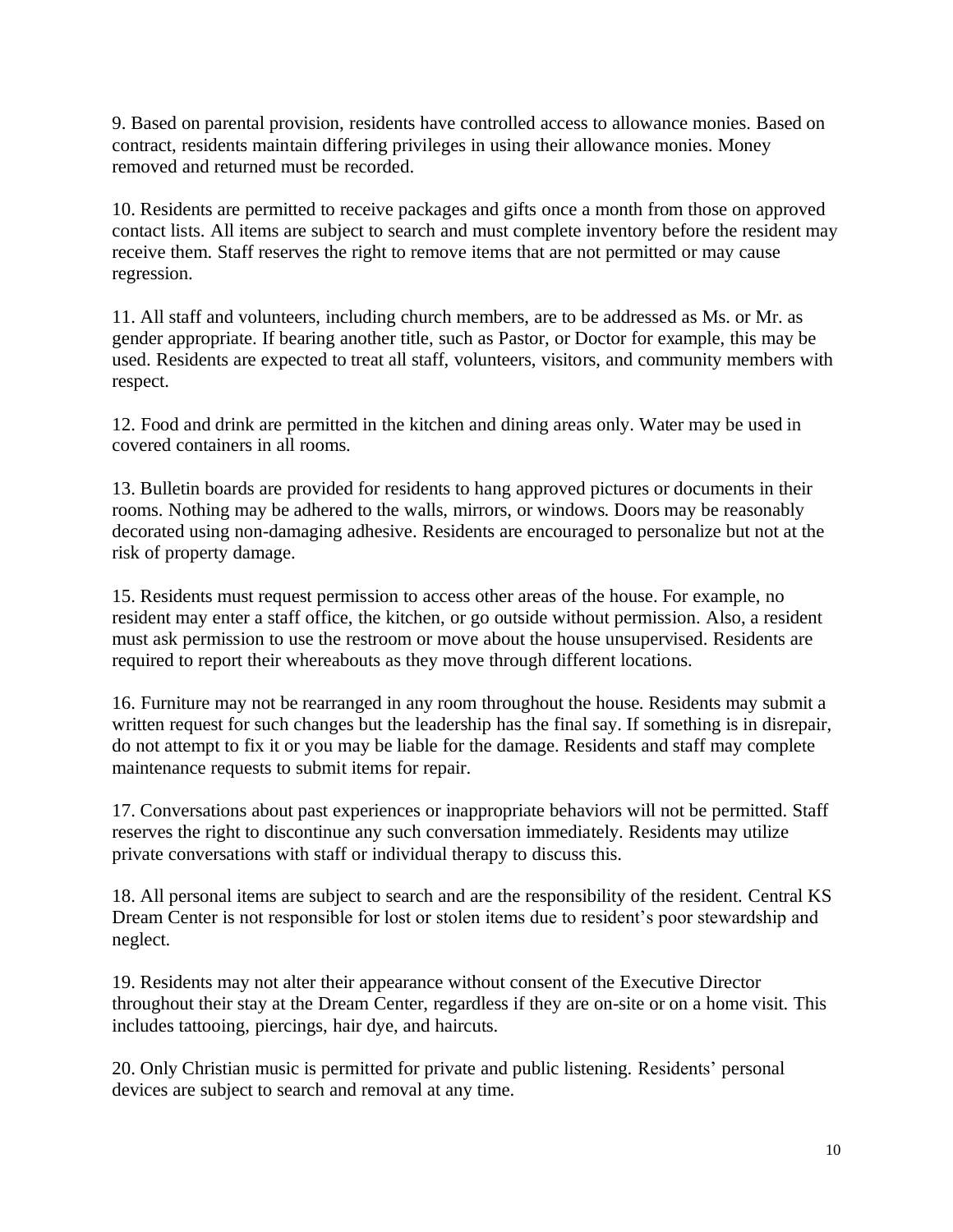9. Based on parental provision, residents have controlled access to allowance monies. Based on contract, residents maintain differing privileges in using their allowance monies. Money removed and returned must be recorded.

10. Residents are permitted to receive packages and gifts once a month from those on approved contact lists. All items are subject to search and must complete inventory before the resident may receive them. Staff reserves the right to remove items that are not permitted or may cause regression.

11. All staff and volunteers, including church members, are to be addressed as Ms. or Mr. as gender appropriate. If bearing another title, such as Pastor, or Doctor for example, this may be used. Residents are expected to treat all staff, volunteers, visitors, and community members with respect.

12. Food and drink are permitted in the kitchen and dining areas only. Water may be used in covered containers in all rooms.

13. Bulletin boards are provided for residents to hang approved pictures or documents in their rooms. Nothing may be adhered to the walls, mirrors, or windows. Doors may be reasonably decorated using non-damaging adhesive. Residents are encouraged to personalize but not at the risk of property damage.

15. Residents must request permission to access other areas of the house. For example, no resident may enter a staff office, the kitchen, or go outside without permission. Also, a resident must ask permission to use the restroom or move about the house unsupervised. Residents are required to report their whereabouts as they move through different locations.

16. Furniture may not be rearranged in any room throughout the house. Residents may submit a written request for such changes but the leadership has the final say. If something is in disrepair, do not attempt to fix it or you may be liable for the damage. Residents and staff may complete maintenance requests to submit items for repair.

17. Conversations about past experiences or inappropriate behaviors will not be permitted. Staff reserves the right to discontinue any such conversation immediately. Residents may utilize private conversations with staff or individual therapy to discuss this.

18. All personal items are subject to search and are the responsibility of the resident. Central KS Dream Center is not responsible for lost or stolen items due to resident's poor stewardship and neglect.

19. Residents may not alter their appearance without consent of the Executive Director throughout their stay at the Dream Center, regardless if they are on-site or on a home visit. This includes tattooing, piercings, hair dye, and haircuts.

20. Only Christian music is permitted for private and public listening. Residents' personal devices are subject to search and removal at any time.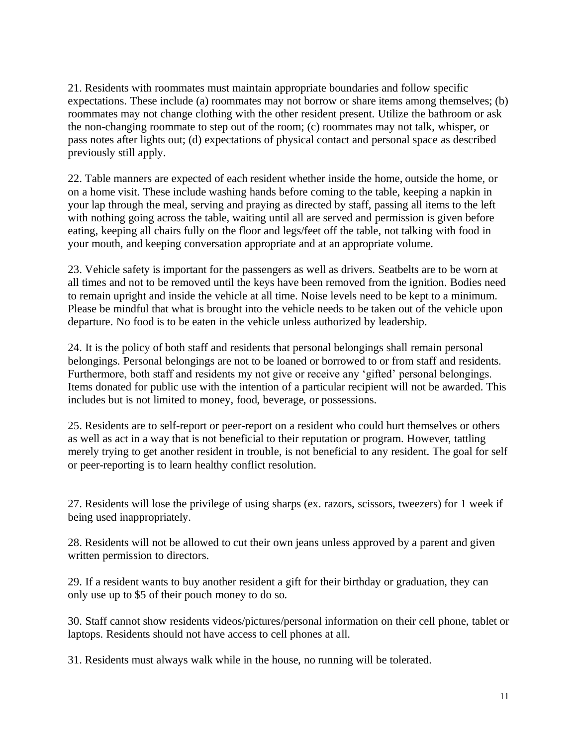21. Residents with roommates must maintain appropriate boundaries and follow specific expectations. These include (a) roommates may not borrow or share items among themselves; (b) roommates may not change clothing with the other resident present. Utilize the bathroom or ask the non-changing roommate to step out of the room; (c) roommates may not talk, whisper, or pass notes after lights out; (d) expectations of physical contact and personal space as described previously still apply.

22. Table manners are expected of each resident whether inside the home, outside the home, or on a home visit. These include washing hands before coming to the table, keeping a napkin in your lap through the meal, serving and praying as directed by staff, passing all items to the left with nothing going across the table, waiting until all are served and permission is given before eating, keeping all chairs fully on the floor and legs/feet off the table, not talking with food in your mouth, and keeping conversation appropriate and at an appropriate volume.

23. Vehicle safety is important for the passengers as well as drivers. Seatbelts are to be worn at all times and not to be removed until the keys have been removed from the ignition. Bodies need to remain upright and inside the vehicle at all time. Noise levels need to be kept to a minimum. Please be mindful that what is brought into the vehicle needs to be taken out of the vehicle upon departure. No food is to be eaten in the vehicle unless authorized by leadership.

24. It is the policy of both staff and residents that personal belongings shall remain personal belongings. Personal belongings are not to be loaned or borrowed to or from staff and residents. Furthermore, both staff and residents my not give or receive any 'gifted' personal belongings. Items donated for public use with the intention of a particular recipient will not be awarded. This includes but is not limited to money, food, beverage, or possessions.

25. Residents are to self-report or peer-report on a resident who could hurt themselves or others as well as act in a way that is not beneficial to their reputation or program. However, tattling merely trying to get another resident in trouble, is not beneficial to any resident. The goal for self or peer-reporting is to learn healthy conflict resolution.

27. Residents will lose the privilege of using sharps (ex. razors, scissors, tweezers) for 1 week if being used inappropriately.

28. Residents will not be allowed to cut their own jeans unless approved by a parent and given written permission to directors.

29. If a resident wants to buy another resident a gift for their birthday or graduation, they can only use up to $5 of their pouch money to do so.

30. Staff cannot show residents videos/pictures/personal information on their cell phone, tablet or laptops. Residents should not have access to cell phones at all.

31. Residents must always walk while in the house, no running will be tolerated.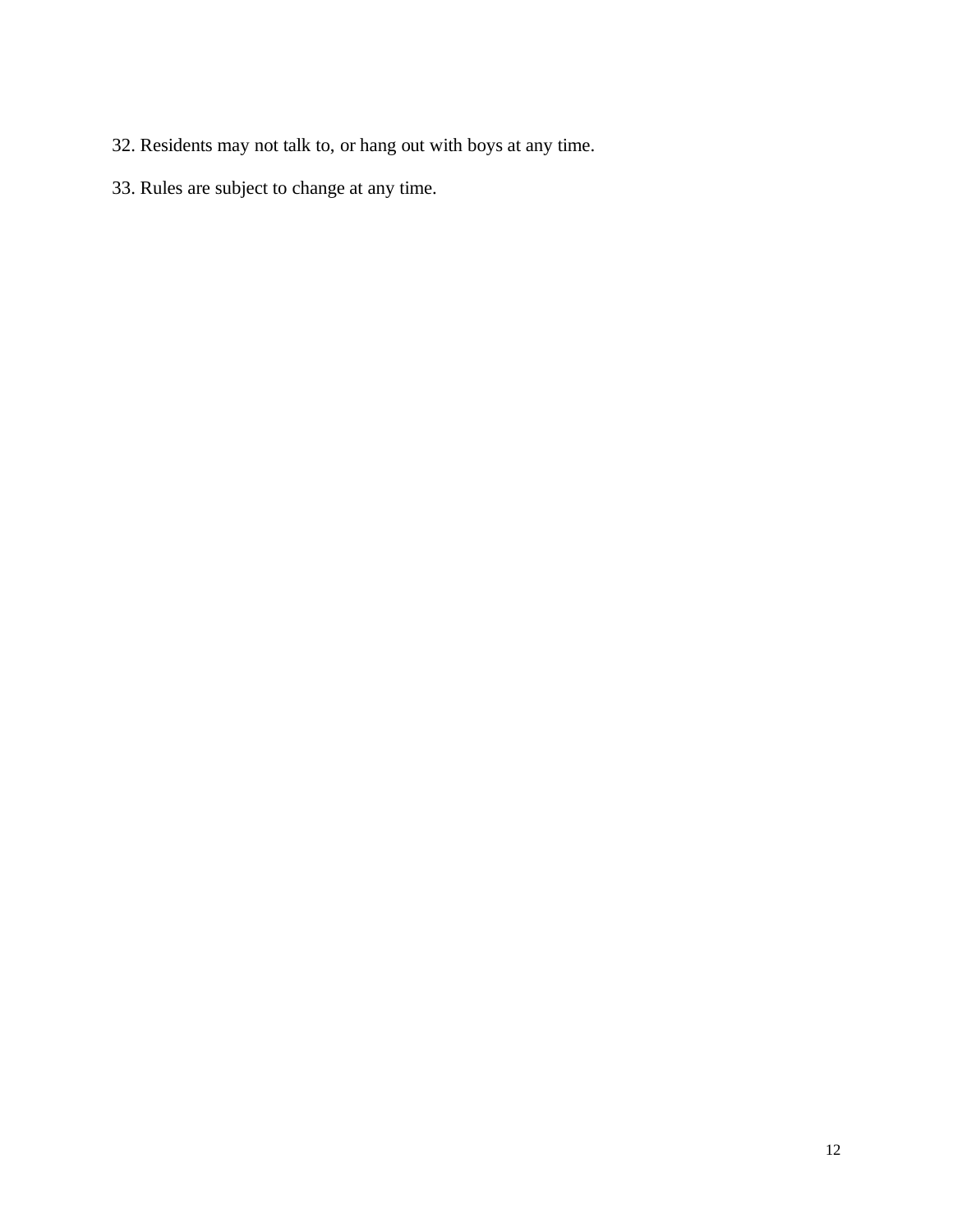32. Residents may not talk to, or hang out with boys at any time.

33. Rules are subject to change at any time.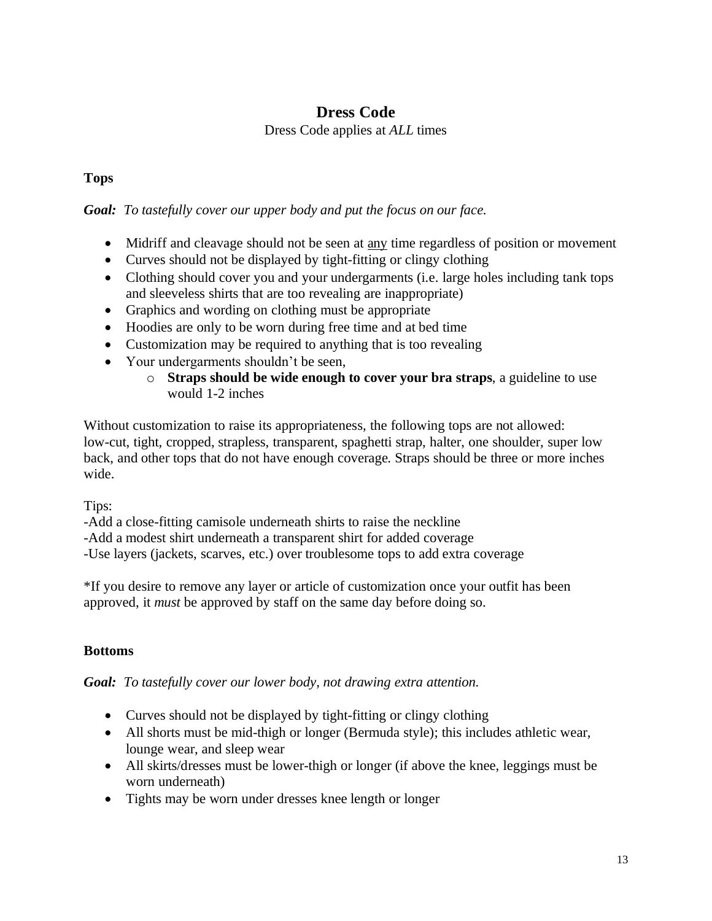# Dress Code

Dress Code applies at *ALL* times

## Tops

***Goal:*** *To tastefully cover our upper body and put the focus on our face.*

- Midriff and cleavage should not be seen at <u>any</u> time regardless of position or movement
- Curves should not be displayed by tight-fitting or clingy clothing
- Clothing should cover you and your undergarments (i.e. large holes including tank tops and sleeveless shirts that are too revealing are inappropriate)
- Graphics and wording on clothing must be appropriate
- Hoodies are only to be worn during free time and at bed time
- Customization may be required to anything that is too revealing
- Your undergarments shouldn't be seen,
    - **Straps should be wide enough to cover your bra straps**, a guideline to use would 1-2 inches

Without customization to raise its appropriateness, the following tops are not allowed: low-cut, tight, cropped, strapless, transparent, spaghetti strap, halter, one shoulder, super low back, and other tops that do not have enough coverage. Straps should be three or more inches wide.

Tips:
-Add a close-fitting camisole underneath shirts to raise the neckline
-Add a modest shirt underneath a transparent shirt for added coverage
-Use layers (jackets, scarves, etc.) over troublesome tops to add extra coverage

*If you desire to remove any layer or article of customization once your outfit has been approved, it *must* be approved by staff on the same day before doing so.

## Bottoms

***Goal:*** *To tastefully cover our lower body, not drawing extra attention.*

- Curves should not be displayed by tight-fitting or clingy clothing
- All shorts must be mid-thigh or longer (Bermuda style); this includes athletic wear, lounge wear, and sleep wear
- All skirts/dresses must be lower-thigh or longer (if above the knee, leggings must be worn underneath)
- Tights may be worn under dresses knee length or longer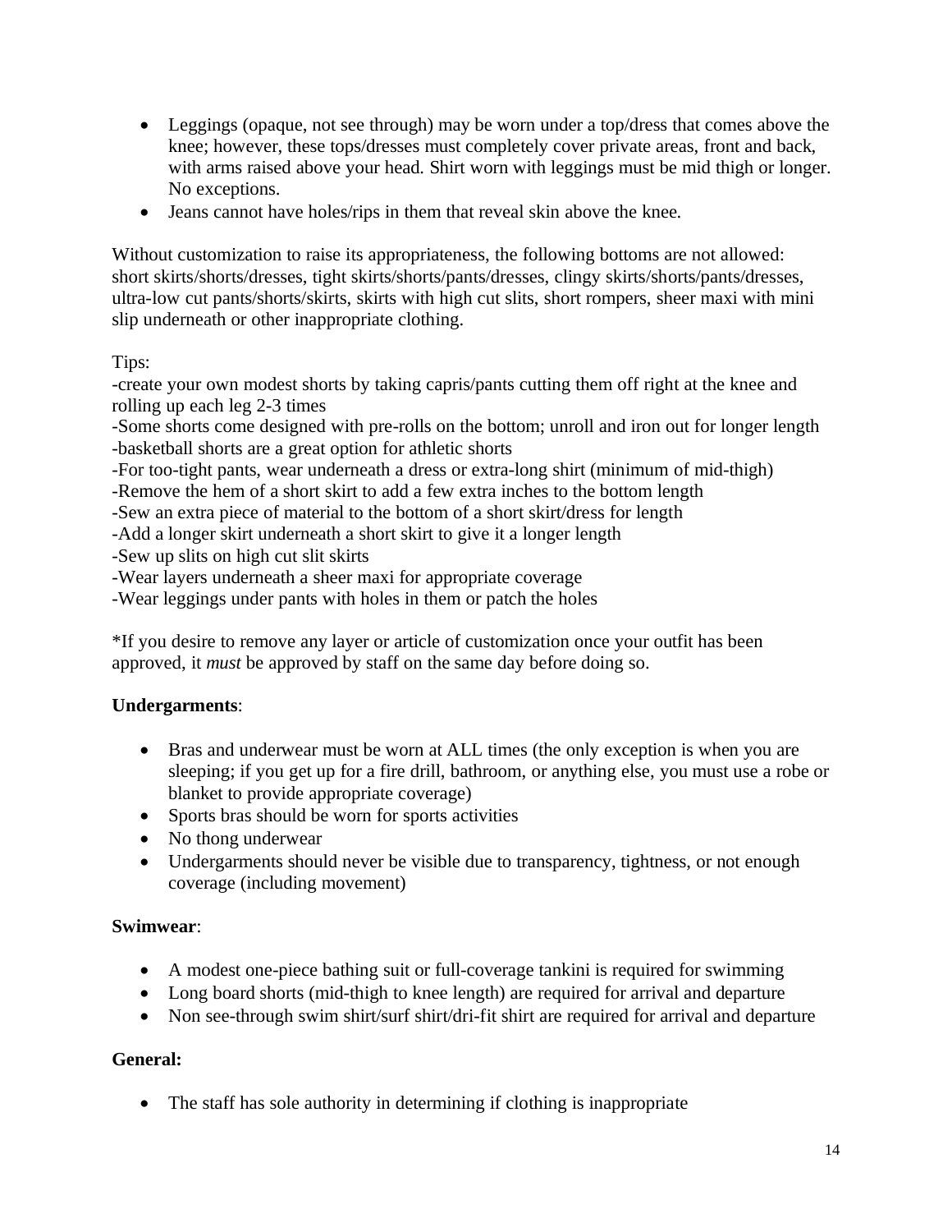- Leggings (opaque, not see through) may be worn under a top/dress that comes above the knee; however, these tops/dresses must completely cover private areas, front and back, with arms raised above your head. Shirt worn with leggings must be mid thigh or longer. No exceptions.
- Jeans cannot have holes/rips in them that reveal skin above the knee.

Without customization to raise its appropriateness, the following bottoms are not allowed: short skirts/shorts/dresses, tight skirts/shorts/pants/dresses, clingy skirts/shorts/pants/dresses, ultra-low cut pants/shorts/skirts, skirts with high cut slits, short rompers, sheer maxi with mini slip underneath or other inappropriate clothing.

Tips:
-create your own modest shorts by taking capris/pants cutting them off right at the knee and rolling up each leg 2-3 times
-Some shorts come designed with pre-rolls on the bottom; unroll and iron out for longer length
-basketball shorts are a great option for athletic shorts
-For too-tight pants, wear underneath a dress or extra-long shirt (minimum of mid-thigh)
-Remove the hem of a short skirt to add a few extra inches to the bottom length
-Sew an extra piece of material to the bottom of a short skirt/dress for length
-Add a longer skirt underneath a short skirt to give it a longer length
-Sew up slits on high cut slit skirts
-Wear layers underneath a sheer maxi for appropriate coverage
-Wear leggings under pants with holes in them or patch the holes

*If you desire to remove any layer or article of customization once your outfit has been approved, it *must* be approved by staff on the same day before doing so.

**Undergarments**:

- Bras and underwear must be worn at ALL times (the only exception is when you are sleeping; if you get up for a fire drill, bathroom, or anything else, you must use a robe or blanket to provide appropriate coverage)
- Sports bras should be worn for sports activities
- No thong underwear
- Undergarments should never be visible due to transparency, tightness, or not enough coverage (including movement)

**Swimwear**:

- A modest one-piece bathing suit or full-coverage tankini is required for swimming
- Long board shorts (mid-thigh to knee length) are required for arrival and departure
- Non see-through swim shirt/surf shirt/dri-fit shirt are required for arrival and departure

**General:**

- The staff has sole authority in determining if clothing is inappropriate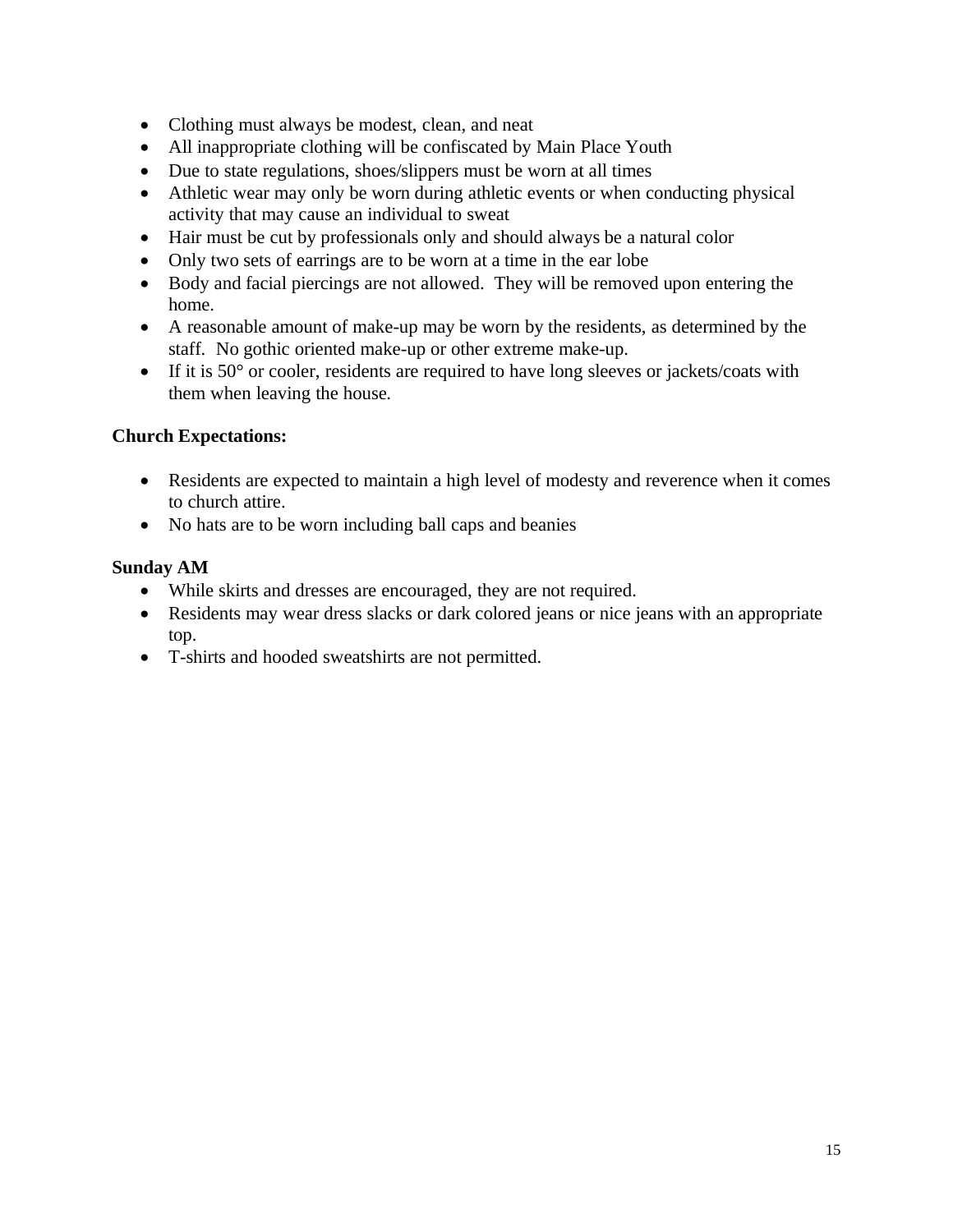- Clothing must always be modest, clean, and neat
- All inappropriate clothing will be confiscated by Main Place Youth
- Due to state regulations, shoes/slippers must be worn at all times
- Athletic wear may only be worn during athletic events or when conducting physical activity that may cause an individual to sweat
- Hair must be cut by professionals only and should always be a natural color
- Only two sets of earrings are to be worn at a time in the ear lobe
- Body and facial piercings are not allowed. They will be removed upon entering the home.
- A reasonable amount of make-up may be worn by the residents, as determined by the staff. No gothic oriented make-up or other extreme make-up.
- If it is 50° or cooler, residents are required to have long sleeves or jackets/coats with them when leaving the house.

**Church Expectations:**

- Residents are expected to maintain a high level of modesty and reverence when it comes to church attire.
- No hats are to be worn including ball caps and beanies

**Sunday AM**

- While skirts and dresses are encouraged, they are not required.
- Residents may wear dress slacks or dark colored jeans or nice jeans with an appropriate top.
- T-shirts and hooded sweatshirts are not permitted.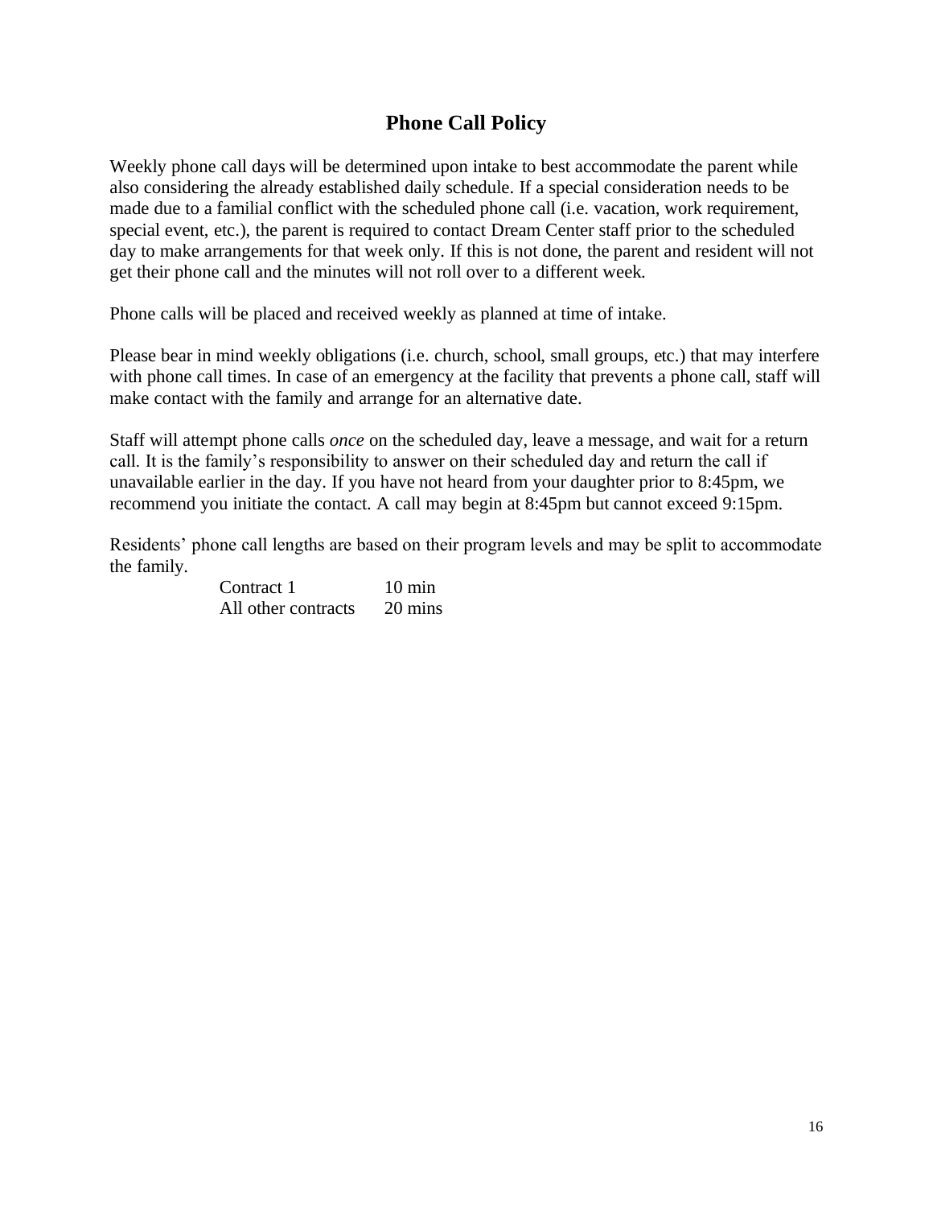# Phone Call Policy

Weekly phone call days will be determined upon intake to best accommodate the parent while also considering the already established daily schedule. If a special consideration needs to be made due to a familial conflict with the scheduled phone call (i.e. vacation, work requirement, special event, etc.), the parent is required to contact Dream Center staff prior to the scheduled day to make arrangements for that week only. If this is not done, the parent and resident will not get their phone call and the minutes will not roll over to a different week.

Phone calls will be placed and received weekly as planned at time of intake.

Please bear in mind weekly obligations (i.e. church, school, small groups, etc.) that may interfere with phone call times. In case of an emergency at the facility that prevents a phone call, staff will make contact with the family and arrange for an alternative date.

Staff will attempt phone calls *once* on the scheduled day, leave a message, and wait for a return call. It is the family's responsibility to answer on their scheduled day and return the call if unavailable earlier in the day. If you have not heard from your daughter prior to 8:45pm, we recommend you initiate the contact. A call may begin at 8:45pm but cannot exceed 9:15pm.

Residents' phone call lengths are based on their program levels and may be split to accommodate the family.

| | |
|---|---|
| Contract 1 | 10 min |
| All other contracts | 20 mins |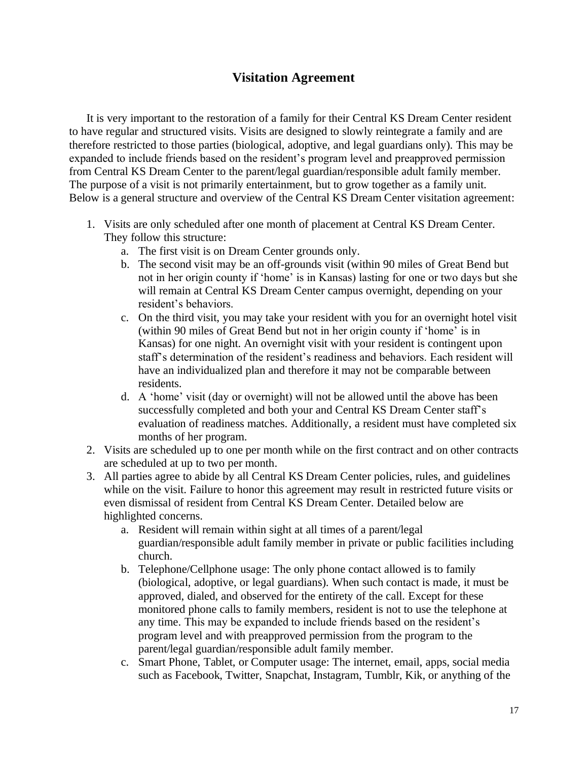## Visitation Agreement

It is very important to the restoration of a family for their Central KS Dream Center resident to have regular and structured visits. Visits are designed to slowly reintegrate a family and are therefore restricted to those parties (biological, adoptive, and legal guardians only). This may be expanded to include friends based on the resident's program level and preapproved permission from Central KS Dream Center to the parent/legal guardian/responsible adult family member. The purpose of a visit is not primarily entertainment, but to grow together as a family unit. Below is a general structure and overview of the Central KS Dream Center visitation agreement:

1. Visits are only scheduled after one month of placement at Central KS Dream Center. They follow this structure:
    a. The first visit is on Dream Center grounds only.
    b. The second visit may be an off-grounds visit (within 90 miles of Great Bend but not in her origin county if 'home' is in Kansas) lasting for one or two days but she will remain at Central KS Dream Center campus overnight, depending on your resident's behaviors.
    c. On the third visit, you may take your resident with you for an overnight hotel visit (within 90 miles of Great Bend but not in her origin county if 'home' is in Kansas) for one night. An overnight visit with your resident is contingent upon staff's determination of the resident's readiness and behaviors. Each resident will have an individualized plan and therefore it may not be comparable between residents.
    d. A 'home' visit (day or overnight) will not be allowed until the above has been successfully completed and both your and Central KS Dream Center staff's evaluation of readiness matches. Additionally, a resident must have completed six months of her program.
2. Visits are scheduled up to one per month while on the first contract and on other contracts are scheduled at up to two per month.
3. All parties agree to abide by all Central KS Dream Center policies, rules, and guidelines while on the visit. Failure to honor this agreement may result in restricted future visits or even dismissal of resident from Central KS Dream Center. Detailed below are highlighted concerns.
    a. Resident will remain within sight at all times of a parent/legal guardian/responsible adult family member in private or public facilities including church.
    b. Telephone/Cellphone usage: The only phone contact allowed is to family (biological, adoptive, or legal guardians). When such contact is made, it must be approved, dialed, and observed for the entirety of the call. Except for these monitored phone calls to family members, resident is not to use the telephone at any time. This may be expanded to include friends based on the resident's program level and with preapproved permission from the program to the parent/legal guardian/responsible adult family member.
    c. Smart Phone, Tablet, or Computer usage: The internet, email, apps, social media such as Facebook, Twitter, Snapchat, Instagram, Tumblr, Kik, or anything of the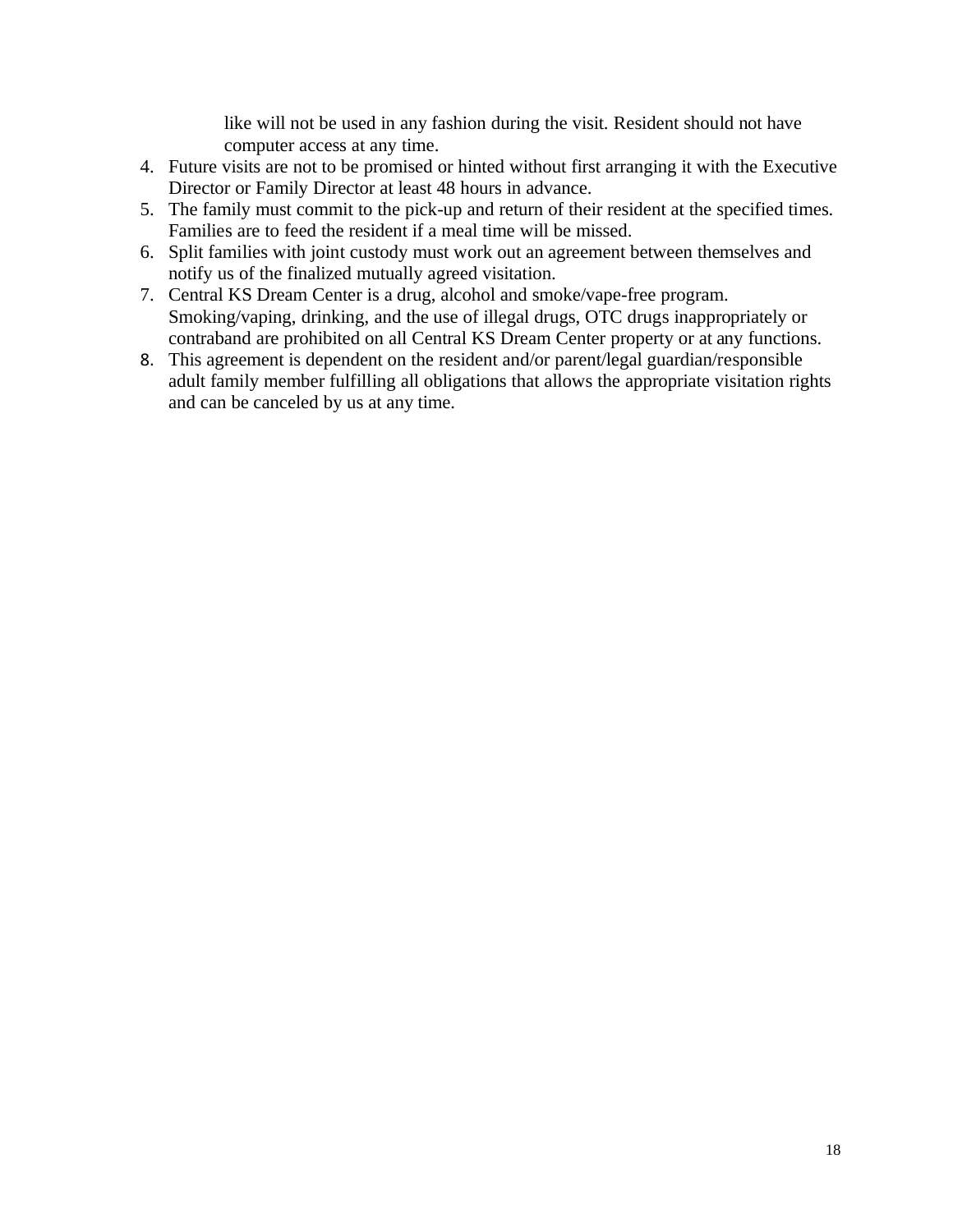like will not be used in any fashion during the visit. Resident should not have computer access at any time.

4. Future visits are not to be promised or hinted without first arranging it with the Executive Director or Family Director at least 48 hours in advance.
5. The family must commit to the pick-up and return of their resident at the specified times. Families are to feed the resident if a meal time will be missed.
6. Split families with joint custody must work out an agreement between themselves and notify us of the finalized mutually agreed visitation.
7. Central KS Dream Center is a drug, alcohol and smoke/vape-free program. Smoking/vaping, drinking, and the use of illegal drugs, OTC drugs inappropriately or contraband are prohibited on all Central KS Dream Center property or at any functions.
8. This agreement is dependent on the resident and/or parent/legal guardian/responsible adult family member fulfilling all obligations that allows the appropriate visitation rights and can be canceled by us at any time.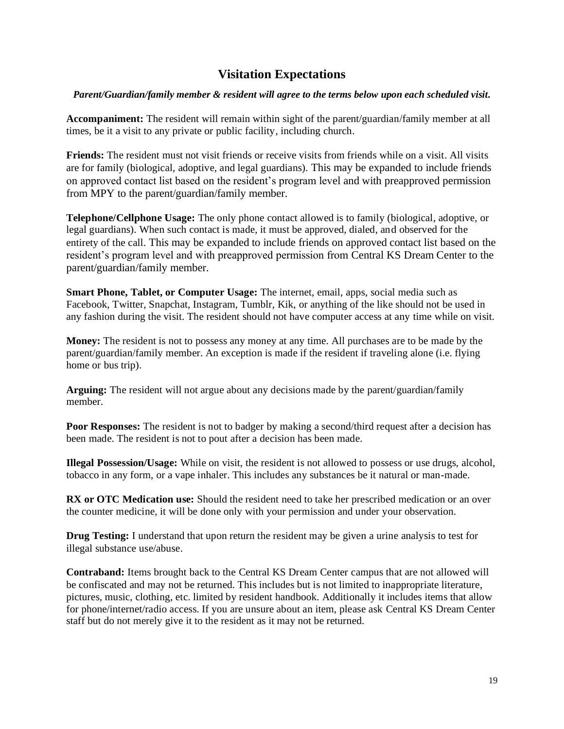## Visitation Expectations

***Parent/Guardian/family member & resident will agree to the terms below upon each scheduled visit.***

**Accompaniment:** The resident will remain within sight of the parent/guardian/family member at all times, be it a visit to any private or public facility, including church.

**Friends:** The resident must not visit friends or receive visits from friends while on a visit. All visits are for family (biological, adoptive, and legal guardians). This may be expanded to include friends on approved contact list based on the resident's program level and with preapproved permission from MPY to the parent/guardian/family member.

**Telephone/Cellphone Usage:** The only phone contact allowed is to family (biological, adoptive, or legal guardians). When such contact is made, it must be approved, dialed, and observed for the entirety of the call. This may be expanded to include friends on approved contact list based on the resident's program level and with preapproved permission from Central KS Dream Center to the parent/guardian/family member.

**Smart Phone, Tablet, or Computer Usage:** The internet, email, apps, social media such as Facebook, Twitter, Snapchat, Instagram, Tumblr, Kik, or anything of the like should not be used in any fashion during the visit. The resident should not have computer access at any time while on visit.

**Money:** The resident is not to possess any money at any time. All purchases are to be made by the parent/guardian/family member. An exception is made if the resident if traveling alone (i.e. flying home or bus trip).

**Arguing:** The resident will not argue about any decisions made by the parent/guardian/family member.

**Poor Responses:** The resident is not to badger by making a second/third request after a decision has been made. The resident is not to pout after a decision has been made.

**Illegal Possession/Usage:** While on visit, the resident is not allowed to possess or use drugs, alcohol, tobacco in any form, or a vape inhaler. This includes any substances be it natural or man-made.

**RX or OTC Medication use:** Should the resident need to take her prescribed medication or an over the counter medicine, it will be done only with your permission and under your observation.

**Drug Testing:** I understand that upon return the resident may be given a urine analysis to test for illegal substance use/abuse.

**Contraband:** Items brought back to the Central KS Dream Center campus that are not allowed will be confiscated and may not be returned. This includes but is not limited to inappropriate literature, pictures, music, clothing, etc. limited by resident handbook. Additionally it includes items that allow for phone/internet/radio access. If you are unsure about an item, please ask Central KS Dream Center staff but do not merely give it to the resident as it may not be returned.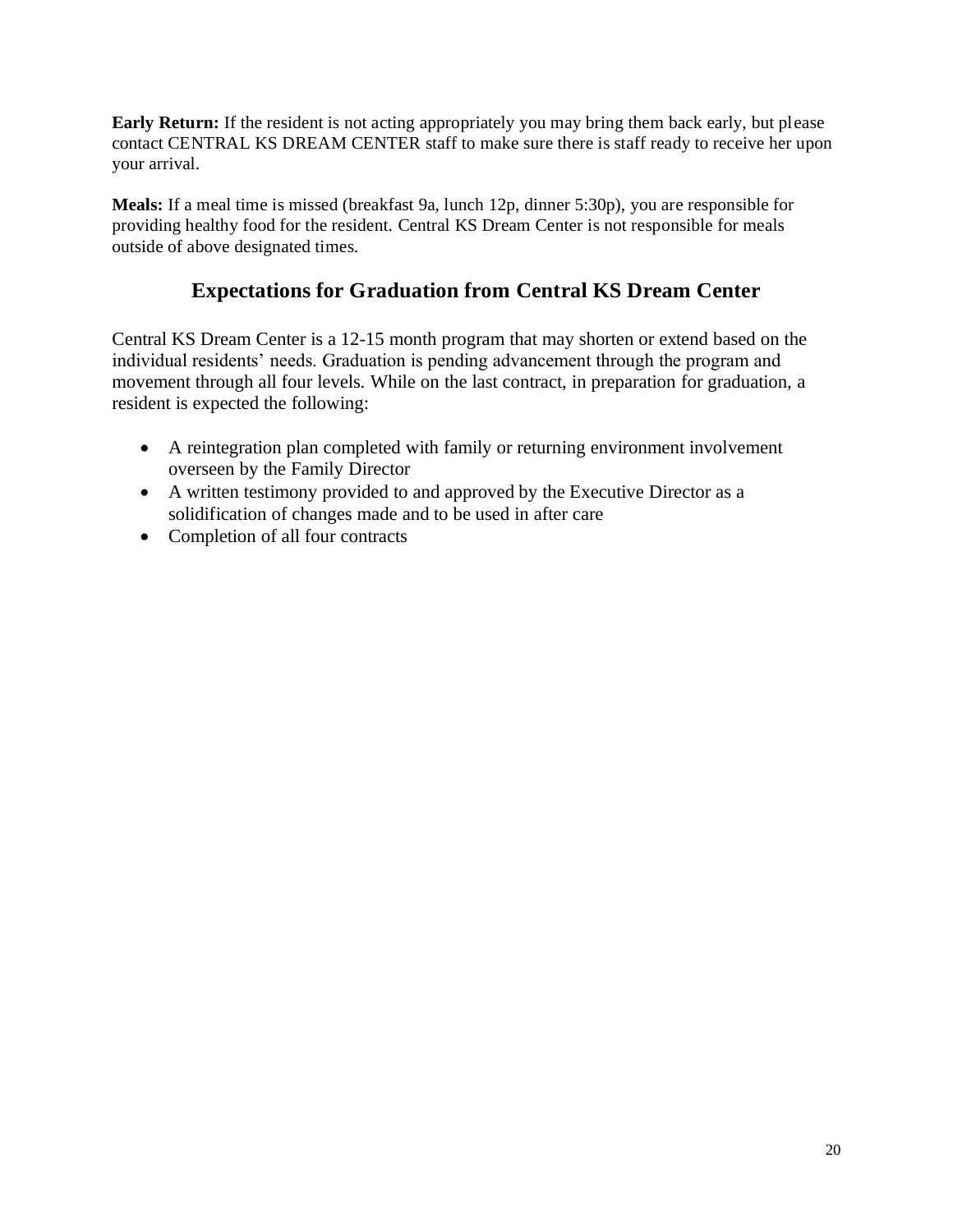**Early Return:** If the resident is not acting appropriately you may bring them back early, but please contact CENTRAL KS DREAM CENTER staff to make sure there is staff ready to receive her upon your arrival.

**Meals:** If a meal time is missed (breakfast 9a, lunch 12p, dinner 5:30p), you are responsible for providing healthy food for the resident. Central KS Dream Center is not responsible for meals outside of above designated times.

## Expectations for Graduation from Central KS Dream Center

Central KS Dream Center is a 12-15 month program that may shorten or extend based on the individual residents' needs. Graduation is pending advancement through the program and movement through all four levels. While on the last contract, in preparation for graduation, a resident is expected the following:

- A reintegration plan completed with family or returning environment involvement overseen by the Family Director
- A written testimony provided to and approved by the Executive Director as a solidification of changes made and to be used in after care
- Completion of all four contracts